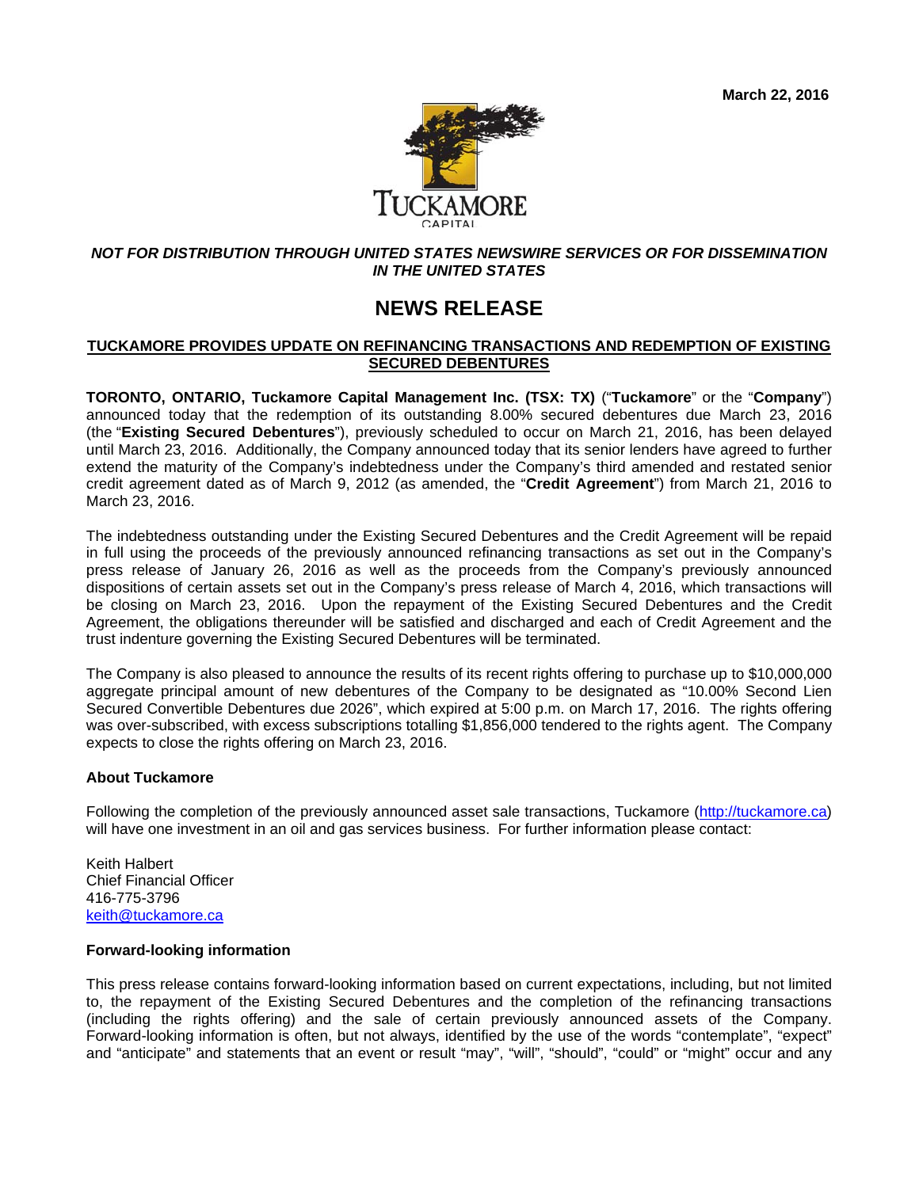March 22, 2016

***NOT FOR DISTRIBUTION THROUGH UNITED STATES NEWSWIRE SERVICES OR FOR DISSEMINATION IN THE UNITED STATES***

# NEWS RELEASE

## TUCKAMORE PROVIDES UPDATE ON REFINANCING TRANSACTIONS AND REDEMPTION OF EXISTING SECURED DEBENTURES

**TORONTO, ONTARIO, Tuckamore Capital Management Inc. (TSX: TX)** ("**Tuckamore**" or the "**Company**") announced today that the redemption of its outstanding 8.00% secured debentures due March 23, 2016 (the "**Existing Secured Debentures**"), previously scheduled to occur on March 21, 2016, has been delayed until March 23, 2016. Additionally, the Company announced today that its senior lenders have agreed to further extend the maturity of the Company's indebtedness under the Company's third amended and restated senior credit agreement dated as of March 9, 2012 (as amended, the "**Credit Agreement**") from March 21, 2016 to March 23, 2016.

The indebtedness outstanding under the Existing Secured Debentures and the Credit Agreement will be repaid in full using the proceeds of the previously announced refinancing transactions as set out in the Company's press release of January 26, 2016 as well as the proceeds from the Company's previously announced dispositions of certain assets set out in the Company's press release of March 4, 2016, which transactions will be closing on March 23, 2016. Upon the repayment of the Existing Secured Debentures and the Credit Agreement, the obligations thereunder will be satisfied and discharged and each of Credit Agreement and the trust indenture governing the Existing Secured Debentures will be terminated.

The Company is also pleased to announce the results of its recent rights offering to purchase up to $10,000,000 aggregate principal amount of new debentures of the Company to be designated as "10.00% Second Lien Secured Convertible Debentures due 2026", which expired at 5:00 p.m. on March 17, 2016. The rights offering was over-subscribed, with excess subscriptions totalling $1,856,000 tendered to the rights agent. The Company expects to close the rights offering on March 23, 2016.

### About Tuckamore

Following the completion of the previously announced asset sale transactions, Tuckamore (http://tuckamore.ca) will have one investment in an oil and gas services business. For further information please contact:

Keith Halbert
Chief Financial Officer
416-775-3796
keith@tuckamore.ca

### Forward-looking information

This press release contains forward-looking information based on current expectations, including, but not limited to, the repayment of the Existing Secured Debentures and the completion of the refinancing transactions (including the rights offering) and the sale of certain previously announced assets of the Company. Forward-looking information is often, but not always, identified by the use of the words "contemplate", "expect" and "anticipate" and statements that an event or result "may", "will", "should", "could" or "might" occur and any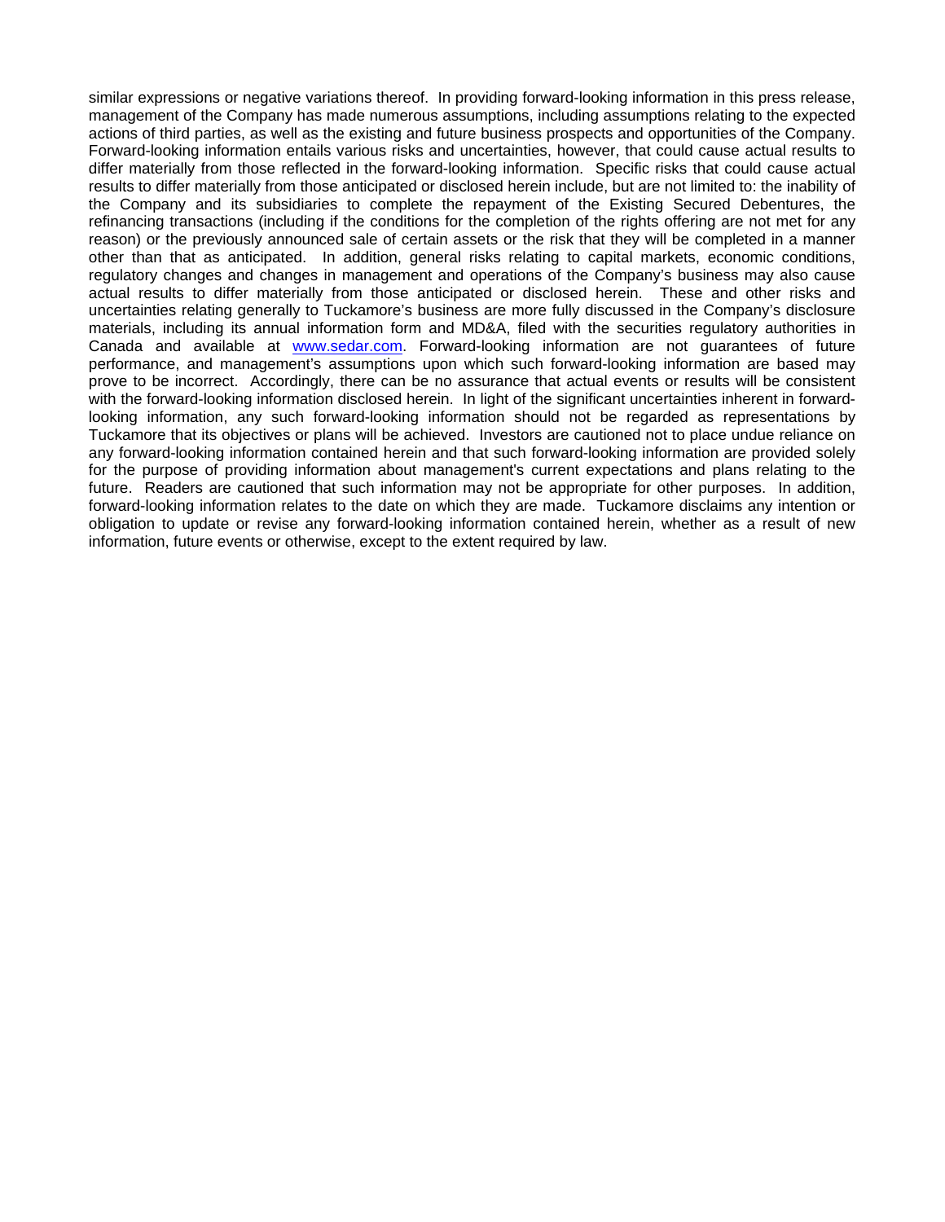similar expressions or negative variations thereof. In providing forward-looking information in this press release, management of the Company has made numerous assumptions, including assumptions relating to the expected actions of third parties, as well as the existing and future business prospects and opportunities of the Company. Forward-looking information entails various risks and uncertainties, however, that could cause actual results to differ materially from those reflected in the forward-looking information. Specific risks that could cause actual results to differ materially from those anticipated or disclosed herein include, but are not limited to: the inability of the Company and its subsidiaries to complete the repayment of the Existing Secured Debentures, the refinancing transactions (including if the conditions for the completion of the rights offering are not met for any reason) or the previously announced sale of certain assets or the risk that they will be completed in a manner other than that as anticipated. In addition, general risks relating to capital markets, economic conditions, regulatory changes and changes in management and operations of the Company's business may also cause actual results to differ materially from those anticipated or disclosed herein. These and other risks and uncertainties relating generally to Tuckamore's business are more fully discussed in the Company's disclosure materials, including its annual information form and MD&A, filed with the securities regulatory authorities in Canada and available at [www.sedar.com](http://www.sedar.com). Forward-looking information are not guarantees of future performance, and management's assumptions upon which such forward-looking information are based may prove to be incorrect. Accordingly, there can be no assurance that actual events or results will be consistent with the forward-looking information disclosed herein. In light of the significant uncertainties inherent in forward-looking information, any such forward-looking information should not be regarded as representations by Tuckamore that its objectives or plans will be achieved. Investors are cautioned not to place undue reliance on any forward-looking information contained herein and that such forward-looking information are provided solely for the purpose of providing information about management's current expectations and plans relating to the future. Readers are cautioned that such information may not be appropriate for other purposes. In addition, forward-looking information relates to the date on which they are made. Tuckamore disclaims any intention or obligation to update or revise any forward-looking information contained herein, whether as a result of new information, future events or otherwise, except to the extent required by law.